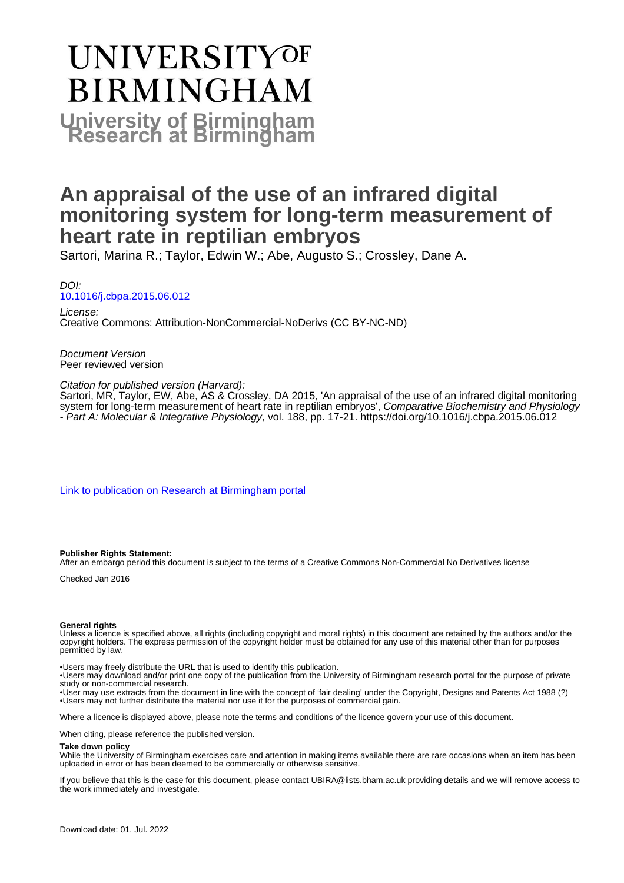# UNIVERSITY OF BIRMINGHAM

**University of Birmingham Research at Birmingham**

# An appraisal of the use of an infrared digital monitoring system for long-term measurement of heart rate in reptilian embryos

Sartori, Marina R.; Taylor, Edwin W.; Abe, Augusto S.; Crossley, Dane A.

*DOI:*
10.1016/j.cbpa.2015.06.012

*License:*
Creative Commons: Attribution-NonCommercial-NoDerivs (CC BY-NC-ND)

*Document Version*
Peer reviewed version

*Citation for published version (Harvard):*
Sartori, MR, Taylor, EW, Abe, AS & Crossley, DA 2015, 'An appraisal of the use of an infrared digital monitoring system for long-term measurement of heart rate in reptilian embryos', *Comparative Biochemistry and Physiology - Part A: Molecular & Integrative Physiology*, vol. 188, pp. 17-21. https://doi.org/10.1016/j.cbpa.2015.06.012

Link to publication on Research at Birmingham portal

**Publisher Rights Statement:**
After an embargo period this document is subject to the terms of a Creative Commons Non-Commercial No Derivatives license

Checked Jan 2016

**General rights**
Unless a licence is specified above, all rights (including copyright and moral rights) in this document are retained by the authors and/or the copyright holders. The express permission of the copyright holder must be obtained for any use of this material other than for purposes permitted by law.

- •Users may freely distribute the URL that is used to identify this publication.
- •Users may download and/or print one copy of the publication from the University of Birmingham research portal for the purpose of private study or non-commercial research.
- •User may use extracts from the document in line with the concept of 'fair dealing' under the Copyright, Designs and Patents Act 1988 (?)
- •Users may not further distribute the material nor use it for the purposes of commercial gain.

Where a licence is displayed above, please note the terms and conditions of the licence govern your use of this document.

When citing, please reference the published version.

**Take down policy**
While the University of Birmingham exercises care and attention in making items available there are rare occasions when an item has been uploaded in error or has been deemed to be commercially or otherwise sensitive.

If you believe that this is the case for this document, please contact UBIRA@lists.bham.ac.uk providing details and we will remove access to the work immediately and investigate.

Download date: 01. Jul. 2022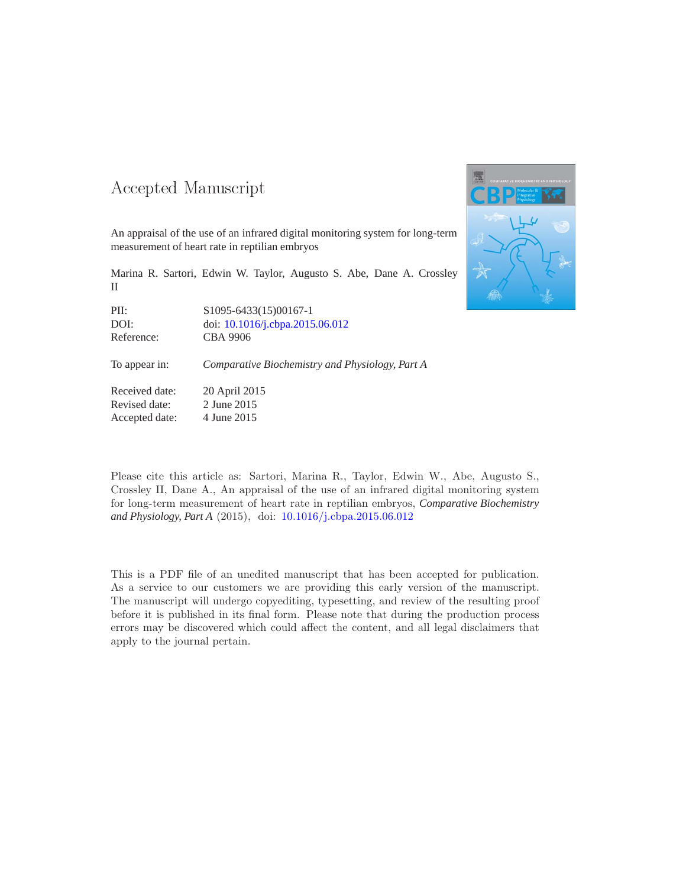# Accepted Manuscript

An appraisal of the use of an infrared digital monitoring system for long-term measurement of heart rate in reptilian embryos

Marina R. Sartori, Edwin W. Taylor, Augusto S. Abe, Dane A. Crossley II

| | |
|---|---|
| PII: | S1095-6433(15)00167-1 |
| DOI: | doi: 10.1016/j.cbpa.2015.06.012 |
| Reference: | CBA 9906 |
| To appear in: | *Comparative Biochemistry and Physiology, Part A* |
| Received date: | 20 April 2015 |
| Revised date: | 2 June 2015 |
| Accepted date: | 4 June 2015 |

Please cite this article as: Sartori, Marina R., Taylor, Edwin W., Abe, Augusto S., Crossley II, Dane A., An appraisal of the use of an infrared digital monitoring system for long-term measurement of heart rate in reptilian embryos, *Comparative Biochemistry and Physiology, Part A* (2015), doi: 10.1016/j.cbpa.2015.06.012

This is a PDF file of an unedited manuscript that has been accepted for publication. As a service to our customers we are providing this early version of the manuscript. The manuscript will undergo copyediting, typesetting, and review of the resulting proof before it is published in its final form. Please note that during the production process errors may be discovered which could affect the content, and all legal disclaimers that apply to the journal pertain.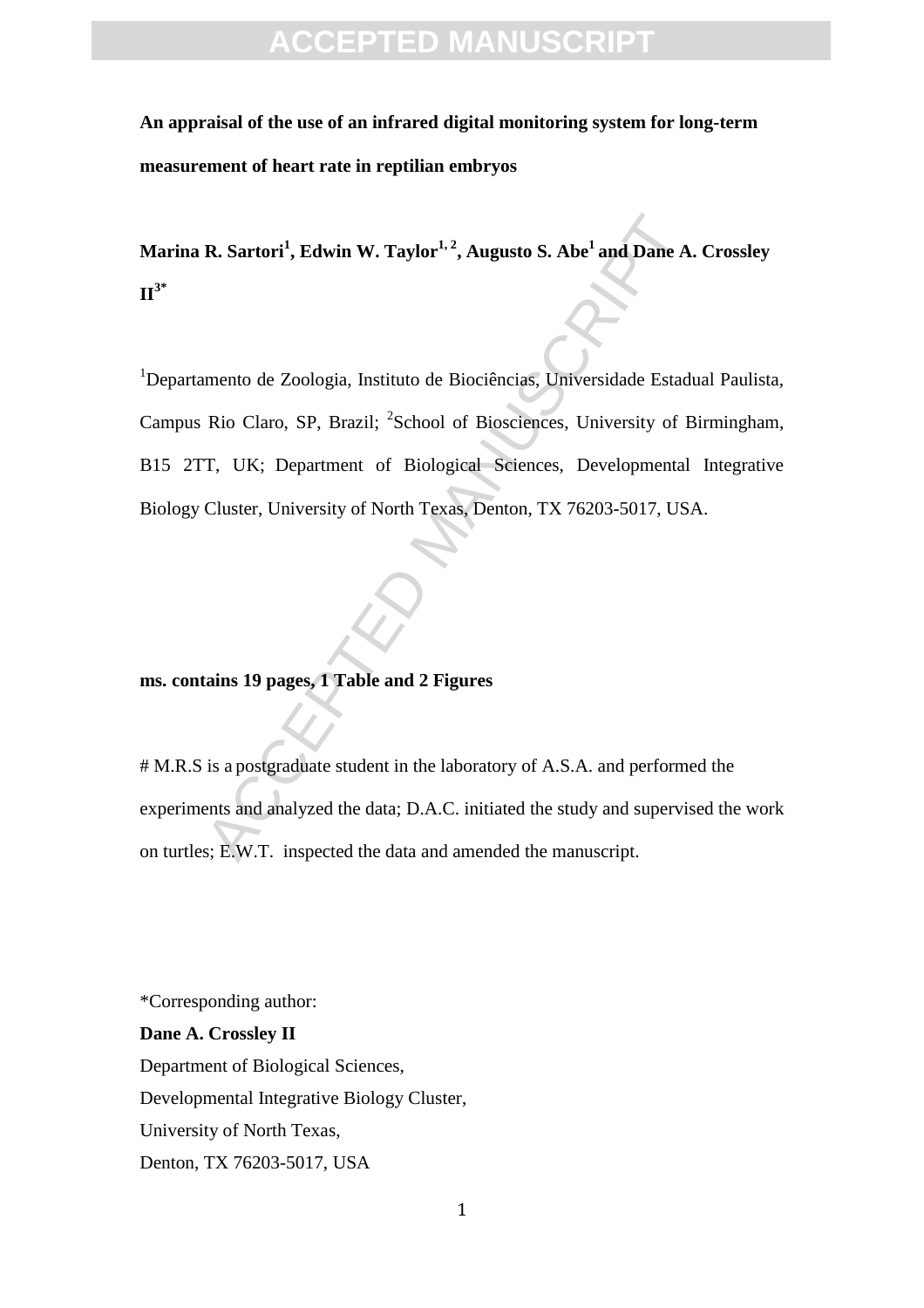**An appraisal of the use of an infrared digital monitoring system for long-term measurement of heart rate in reptilian embryos**

**Marina R. Sartori[1], Edwin W. Taylor[1, 2], Augusto S. Abe[1] and Dane A. Crossley II[3*]**

[1]Departamento de Zoologia, Instituto de Biociências, Universidade Estadual Paulista, Campus Rio Claro, SP, Brazil; [2]School of Biosciences, University of Birmingham, B15 2TT, UK; Department of Biological Sciences, Developmental Integrative Biology Cluster, University of North Texas, Denton, TX 76203-5017, USA.

**ms. contains 19 pages, 1 Table and 2 Figures**

# M.R.S is a postgraduate student in the laboratory of A.S.A. and performed the experiments and analyzed the data; D.A.C. initiated the study and supervised the work on turtles; E.W.T. inspected the data and amended the manuscript.

*Corresponding author:

**Dane A. Crossley II**

Department of Biological Sciences,

Developmental Integrative Biology Cluster,

University of North Texas,

Denton, TX 76203-5017, USA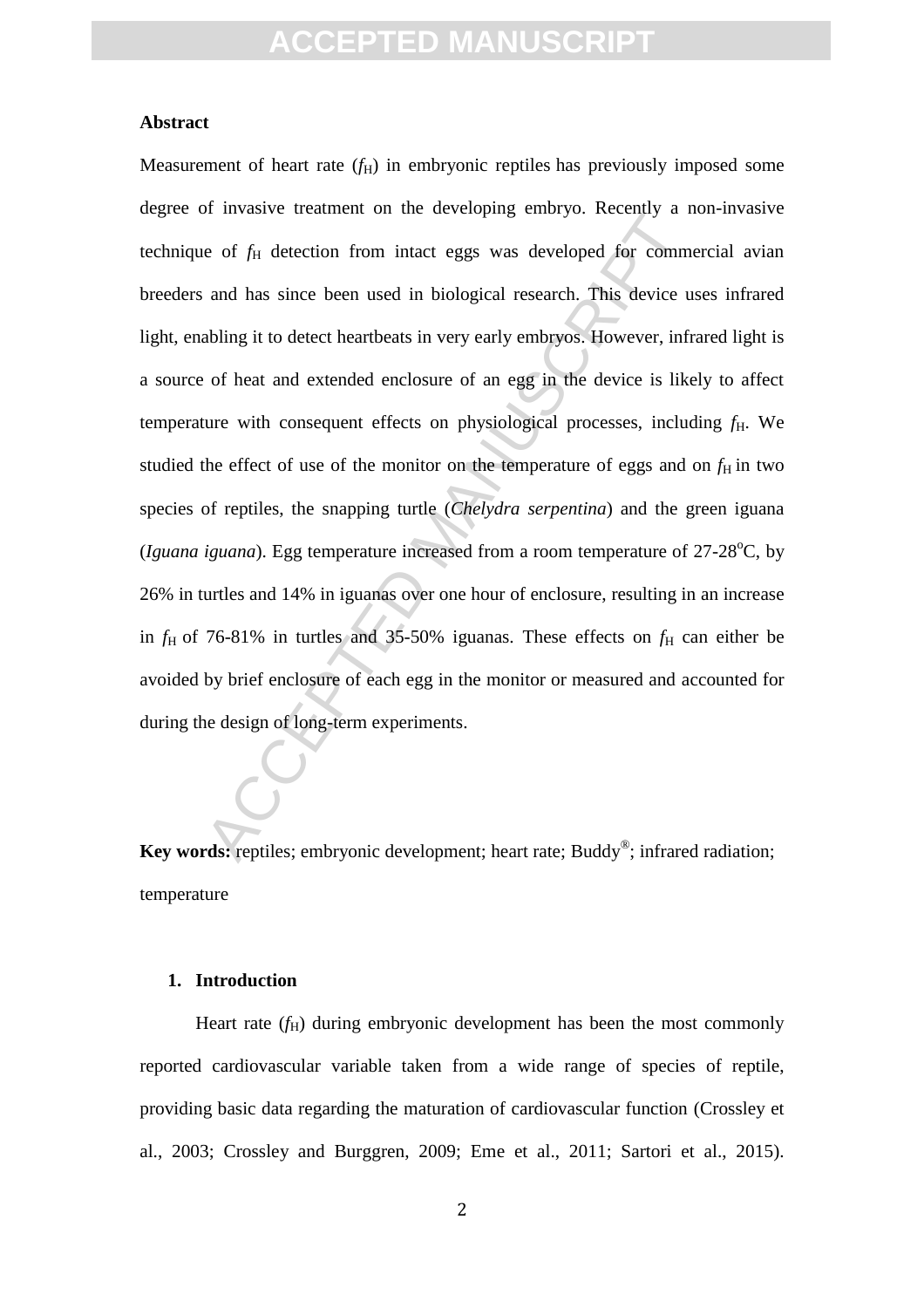**Abstract**

Measurement of heart rate ($f_H$) in embryonic reptiles has previously imposed some degree of invasive treatment on the developing embryo. Recently a non-invasive technique of $f_H$ detection from intact eggs was developed for commercial avian breeders and has since been used in biological research. This device uses infrared light, enabling it to detect heartbeats in very early embryos. However, infrared light is a source of heat and extended enclosure of an egg in the device is likely to affect temperature with consequent effects on physiological processes, including $f_H$. We studied the effect of use of the monitor on the temperature of eggs and on $f_H$ in two species of reptiles, the snapping turtle (*Chelydra serpentina*) and the green iguana (*Iguana iguana*). Egg temperature increased from a room temperature of 27-28$^{o}$C, by 26% in turtles and 14% in iguanas over one hour of enclosure, resulting in an increase in $f_H$ of 76-81% in turtles and 35-50% iguanas. These effects on $f_H$ can either be avoided by brief enclosure of each egg in the monitor or measured and accounted for during the design of long-term experiments.

**Key words:** reptiles; embryonic development; heart rate; Buddy®; infrared radiation; temperature

## 1. Introduction

Heart rate ($f_H$) during embryonic development has been the most commonly reported cardiovascular variable taken from a wide range of species of reptile, providing basic data regarding the maturation of cardiovascular function (Crossley et al., 2003; Crossley and Burggren, 2009; Eme et al., 2011; Sartori et al., 2015).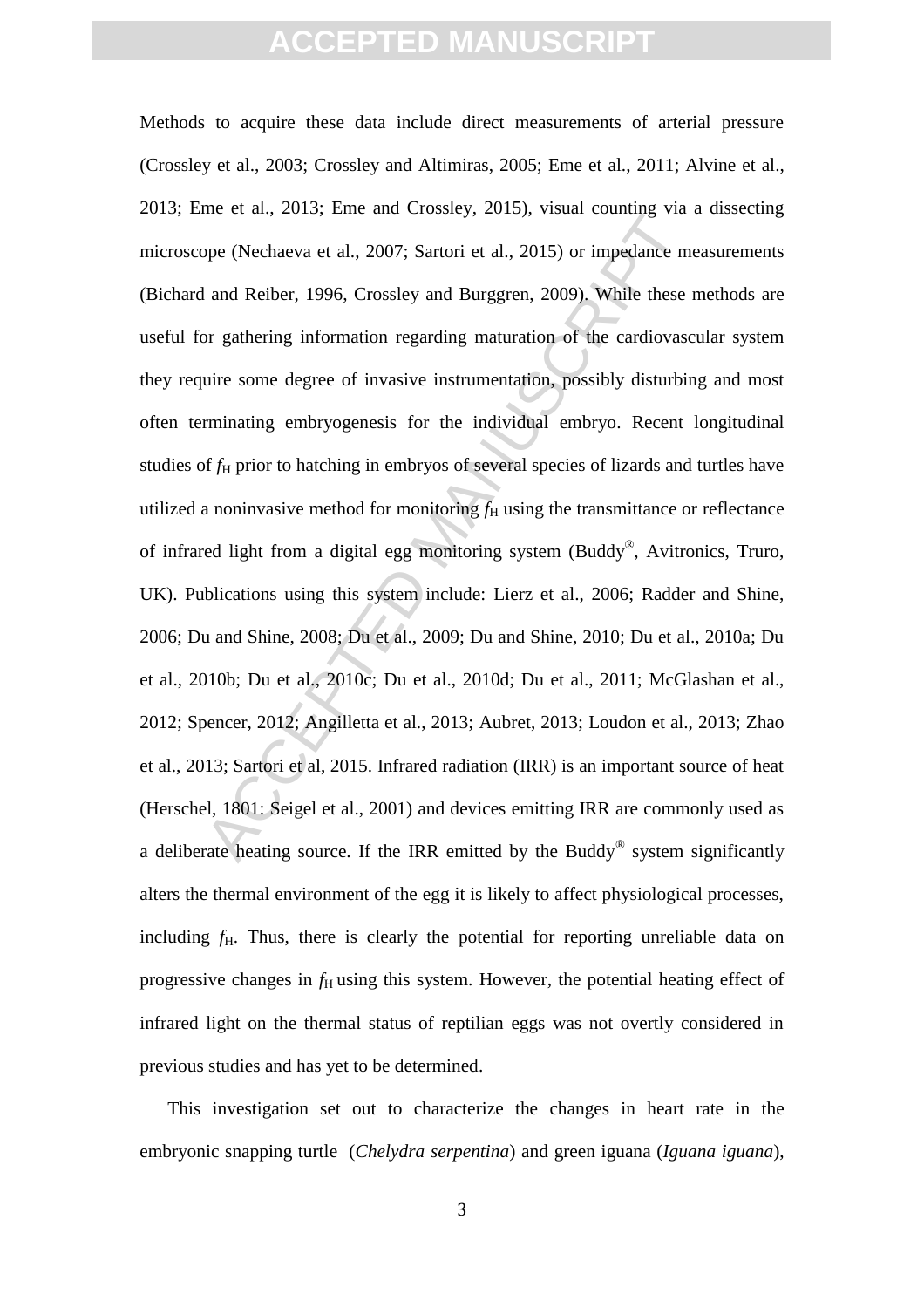Methods to acquire these data include direct measurements of arterial pressure (Crossley et al., 2003; Crossley and Altimiras, 2005; Eme et al., 2011; Alvine et al., 2013; Eme et al., 2013; Eme and Crossley, 2015), visual counting via a dissecting microscope (Nechaeva et al., 2007; Sartori et al., 2015) or impedance measurements (Bichard and Reiber, 1996, Crossley and Burggren, 2009). While these methods are useful for gathering information regarding maturation of the cardiovascular system they require some degree of invasive instrumentation, possibly disturbing and most often terminating embryogenesis for the individual embryo. Recent longitudinal studies of $f_H$ prior to hatching in embryos of several species of lizards and turtles have utilized a noninvasive method for monitoring $f_H$ using the transmittance or reflectance of infrared light from a digital egg monitoring system (Buddy®, Avitronics, Truro, UK). Publications using this system include: Lierz et al., 2006; Radder and Shine, 2006; Du and Shine, 2008; Du et al., 2009; Du and Shine, 2010; Du et al., 2010a; Du et al., 2010b; Du et al., 2010c; Du et al., 2010d; Du et al., 2011; McGlashan et al., 2012; Spencer, 2012; Angilletta et al., 2013; Aubret, 2013; Loudon et al., 2013; Zhao et al., 2013; Sartori et al, 2015. Infrared radiation (IRR) is an important source of heat (Herschel, 1801: Seigel et al., 2001) and devices emitting IRR are commonly used as a deliberate heating source. If the IRR emitted by the Buddy® system significantly alters the thermal environment of the egg it is likely to affect physiological processes, including $f_H$. Thus, there is clearly the potential for reporting unreliable data on progressive changes in $f_H$ using this system. However, the potential heating effect of infrared light on the thermal status of reptilian eggs was not overtly considered in previous studies and has yet to be determined.

This investigation set out to characterize the changes in heart rate in the embryonic snapping turtle (*Chelydra serpentina*) and green iguana (*Iguana iguana*),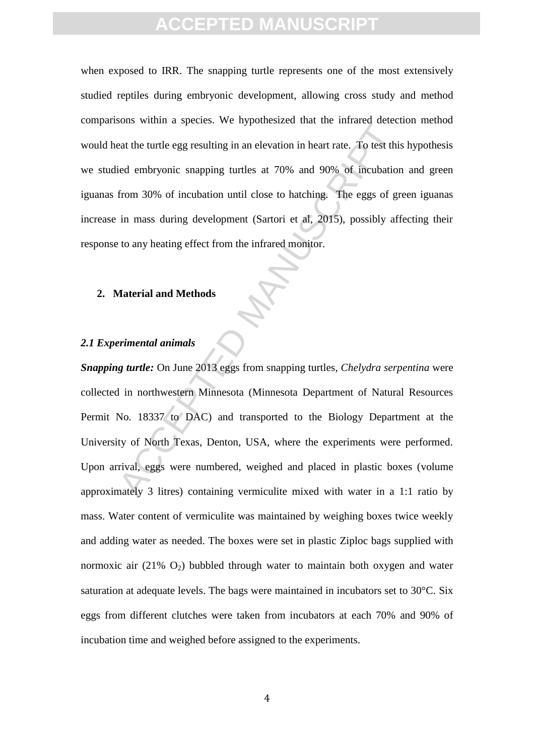when exposed to IRR. The snapping turtle represents one of the most extensively studied reptiles during embryonic development, allowing cross study and method comparisons within a species. We hypothesized that the infrared detection method would heat the turtle egg resulting in an elevation in heart rate. To test this hypothesis we studied embryonic snapping turtles at 70% and 90% of incubation and green iguanas from 30% of incubation until close to hatching. The eggs of green iguanas increase in mass during development (Sartori et al, 2015), possibly affecting their response to any heating effect from the infrared monitor.

## 2. Material and Methods

### *2.1 Experimental animals*

***Snapping turtle:*** On June 2013 eggs from snapping turtles, *Chelydra serpentina* were collected in northwestern Minnesota (Minnesota Department of Natural Resources Permit No. 18337 to DAC) and transported to the Biology Department at the University of North Texas, Denton, USA, where the experiments were performed. Upon arrival, eggs were numbered, weighed and placed in plastic boxes (volume approximately 3 litres) containing vermiculite mixed with water in a 1:1 ratio by mass. Water content of vermiculite was maintained by weighing boxes twice weekly and adding water as needed. The boxes were set in plastic Ziploc bags supplied with normoxic air (21% $O_2$) bubbled through water to maintain both oxygen and water saturation at adequate levels. The bags were maintained in incubators set to 30°C. Six eggs from different clutches were taken from incubators at each 70% and 90% of incubation time and weighed before assigned to the experiments.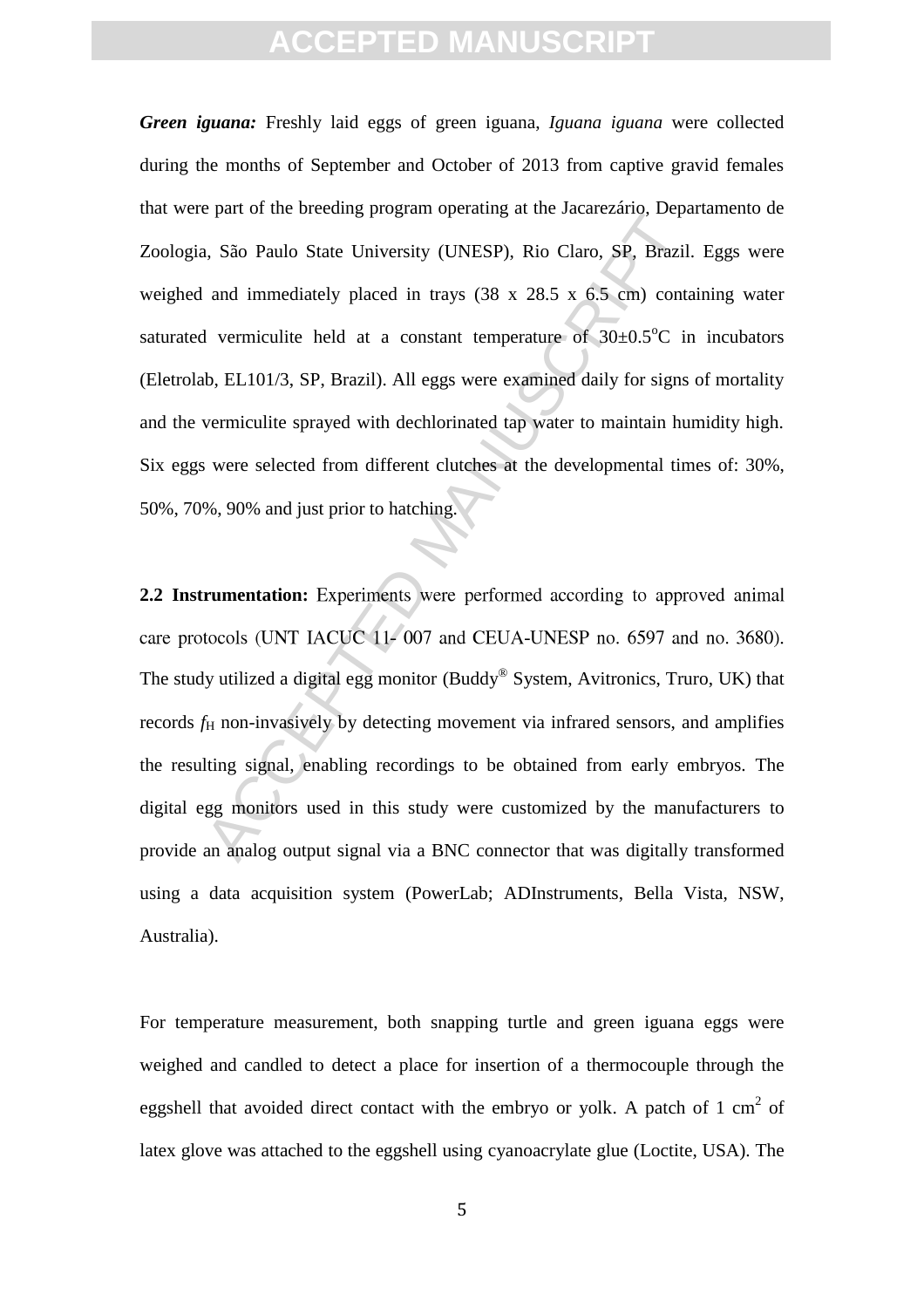***Green iguana:*** Freshly laid eggs of green iguana, *Iguana iguana* were collected during the months of September and October of 2013 from captive gravid females that were part of the breeding program operating at the Jacarezário, Departamento de Zoologia, São Paulo State University (UNESP), Rio Claro, SP, Brazil. Eggs were weighed and immediately placed in trays (38 x 28.5 x 6.5 cm) containing water saturated vermiculite held at a constant temperature of 30±0.5°C in incubators (Eletrolab, EL101/3, SP, Brazil). All eggs were examined daily for signs of mortality and the vermiculite sprayed with dechlorinated tap water to maintain humidity high. Six eggs were selected from different clutches at the developmental times of: 30%, 50%, 70%, 90% and just prior to hatching.

**2.2 Instrumentation:** Experiments were performed according to approved animal care protocols (UNT IACUC 11- 007 and CEUA-UNESP no. 6597 and no. 3680). The study utilized a digital egg monitor (Buddy® System, Avitronics, Truro, UK) that records $f_H$ non-invasively by detecting movement via infrared sensors, and amplifies the resulting signal, enabling recordings to be obtained from early embryos. The digital egg monitors used in this study were customized by the manufacturers to provide an analog output signal via a BNC connector that was digitally transformed using a data acquisition system (PowerLab; ADInstruments, Bella Vista, NSW, Australia).

For temperature measurement, both snapping turtle and green iguana eggs were weighed and candled to detect a place for insertion of a thermocouple through the eggshell that avoided direct contact with the embryo or yolk. A patch of 1 cm$^2$ of latex glove was attached to the eggshell using cyanoacrylate glue (Loctite, USA). The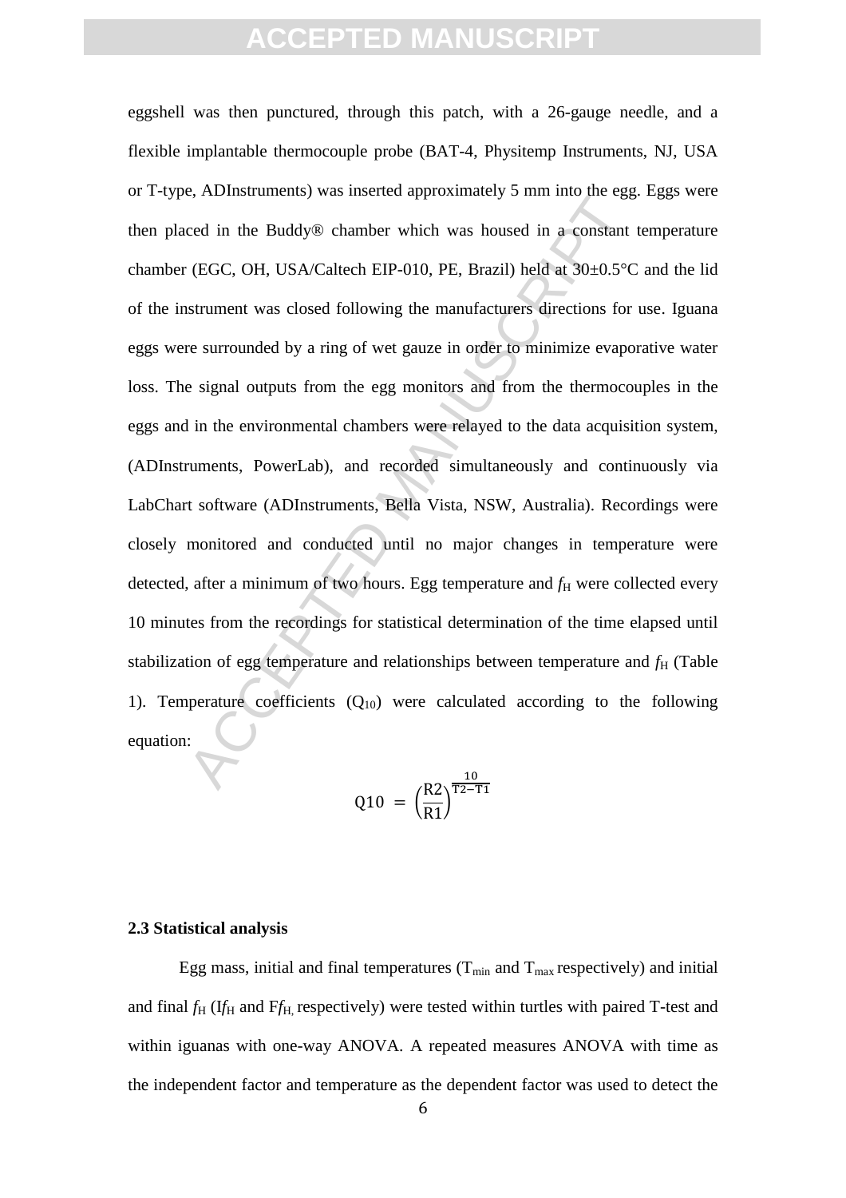eggshell was then punctured, through this patch, with a 26-gauge needle, and a flexible implantable thermocouple probe (BAT-4, Physitemp Instruments, NJ, USA or T-type, ADInstruments) was inserted approximately 5 mm into the egg. Eggs were then placed in the Buddy® chamber which was housed in a constant temperature chamber (EGC, OH, USA/Caltech EIP-010, PE, Brazil) held at 30±0.5°C and the lid of the instrument was closed following the manufacturers directions for use. Iguana eggs were surrounded by a ring of wet gauze in order to minimize evaporative water loss. The signal outputs from the egg monitors and from the thermocouples in the eggs and in the environmental chambers were relayed to the data acquisition system, (ADInstruments, PowerLab), and recorded simultaneously and continuously via LabChart software (ADInstruments, Bella Vista, NSW, Australia). Recordings were closely monitored and conducted until no major changes in temperature were detected, after a minimum of two hours. Egg temperature and $f_H$ were collected every 10 minutes from the recordings for statistical determination of the time elapsed until stabilization of egg temperature and relationships between temperature and $f_H$ (Table 1). Temperature coefficients ($Q_{10}$) were calculated according to the following equation:

$$Q10 = \left(\frac{R2}{R1}\right)^{\frac{10}{T2-T1}}$$

### 2.3 Statistical analysis

Egg mass, initial and final temperatures ($T_{min}$ and $T_{max}$ respectively) and initial and final $f_H$ ($If_H$ and $Ff_H$, respectively) were tested within turtles with paired T-test and within iguanas with one-way ANOVA. A repeated measures ANOVA with time as the independent factor and temperature as the dependent factor was used to detect the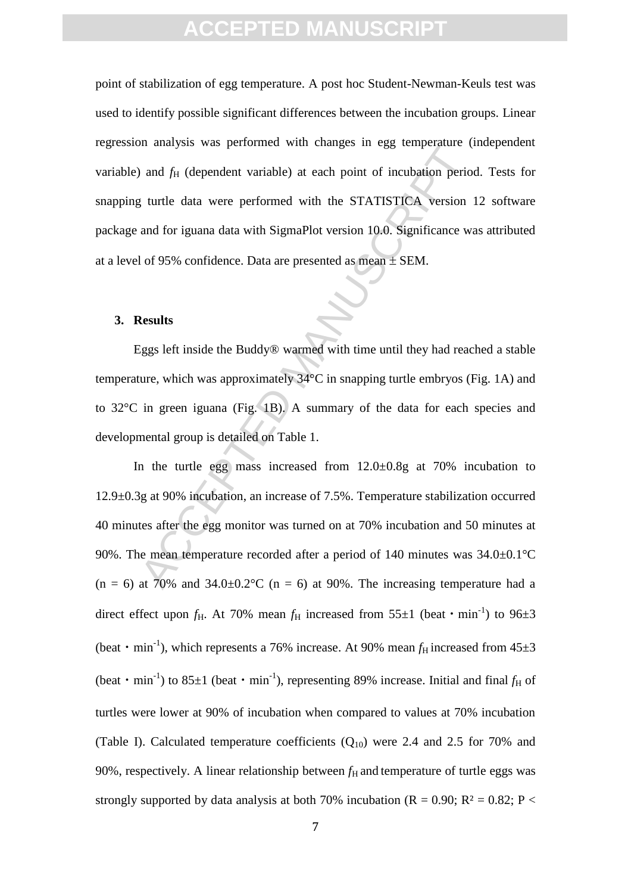point of stabilization of egg temperature. A post hoc Student-Newman-Keuls test was used to identify possible significant differences between the incubation groups. Linear regression analysis was performed with changes in egg temperature (independent variable) and $f_H$ (dependent variable) at each point of incubation period. Tests for snapping turtle data were performed with the STATISTICA version 12 software package and for iguana data with SigmaPlot version 10.0. Significance was attributed at a level of 95% confidence. Data are presented as mean ± SEM.

## 3. Results

Eggs left inside the Buddy® warmed with time until they had reached a stable temperature, which was approximately 34°C in snapping turtle embryos (Fig. 1A) and to 32°C in green iguana (Fig. 1B). A summary of the data for each species and developmental group is detailed on Table 1.

In the turtle egg mass increased from 12.0±0.8g at 70% incubation to 12.9±0.3g at 90% incubation, an increase of 7.5%. Temperature stabilization occurred 40 minutes after the egg monitor was turned on at 70% incubation and 50 minutes at 90%. The mean temperature recorded after a period of 140 minutes was 34.0±0.1°C (n = 6) at 70% and 34.0±0.2°C (n = 6) at 90%. The increasing temperature had a direct effect upon $f_H$. At 70% mean $f_H$ increased from 55±1 (beat · $min^{-1}$) to 96±3 (beat · $min^{-1}$), which represents a 76% increase. At 90% mean $f_H$ increased from 45±3 (beat · $min^{-1}$) to 85±1 (beat · $min^{-1}$), representing 89% increase. Initial and final $f_H$ of turtles were lower at 90% of incubation when compared to values at 70% incubation (Table I). Calculated temperature coefficients ($Q_{10}$) were 2.4 and 2.5 for 70% and 90%, respectively. A linear relationship between $f_H$ and temperature of turtle eggs was strongly supported by data analysis at both 70% incubation ($R = 0.90$; $R^2 = 0.82$; $P <$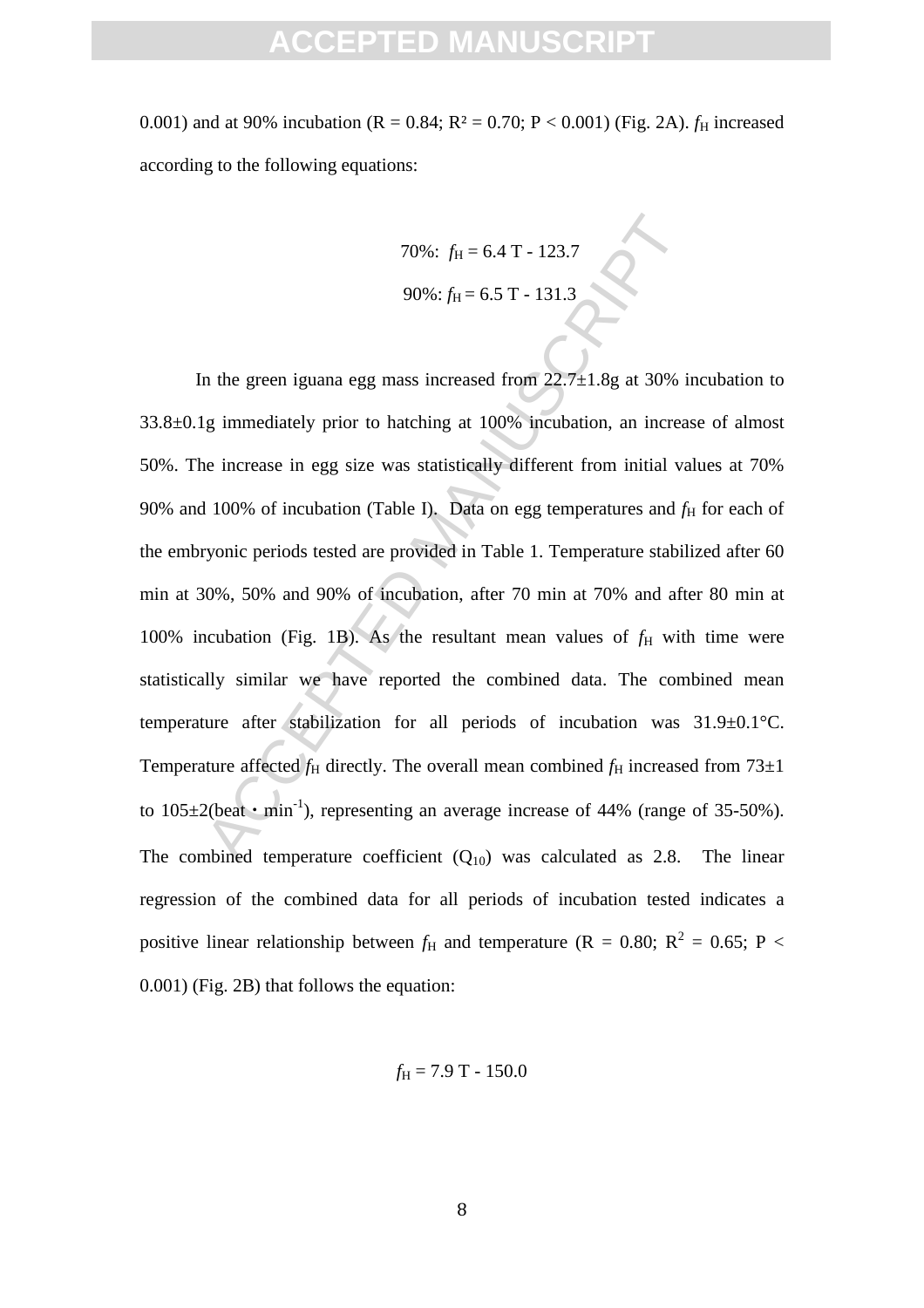0.001) and at 90% incubation ($R = 0.84$; $R^2 = 0.70$; $P < 0.001$) (Fig. 2A). $f_H$ increased according to the following equations:

$$70\%: \; f_H = 6.4 \; T - 123.7$$

$$90\%: \; f_H = 6.5 \; T - 131.3$$

In the green iguana egg mass increased from 22.7±1.8g at 30% incubation to 33.8±0.1g immediately prior to hatching at 100% incubation, an increase of almost 50%. The increase in egg size was statistically different from initial values at 70% 90% and 100% of incubation (Table I). Data on egg temperatures and $f_H$ for each of the embryonic periods tested are provided in Table 1. Temperature stabilized after 60 min at 30%, 50% and 90% of incubation, after 70 min at 70% and after 80 min at 100% incubation (Fig. 1B). As the resultant mean values of $f_H$ with time were statistically similar we have reported the combined data. The combined mean temperature after stabilization for all periods of incubation was 31.9±0.1°C. Temperature affected $f_H$ directly. The overall mean combined $f_H$ increased from 73±1 to 105±2(beat · min$^{-1}$), representing an average increase of 44% (range of 35-50%). The combined temperature coefficient ($Q_{10}$) was calculated as 2.8. The linear regression of the combined data for all periods of incubation tested indicates a positive linear relationship between $f_H$ and temperature ($R = 0.80$; $R^2 = 0.65$; $P < 0.001$) (Fig. 2B) that follows the equation:

$$f_H = 7.9 \; T - 150.0$$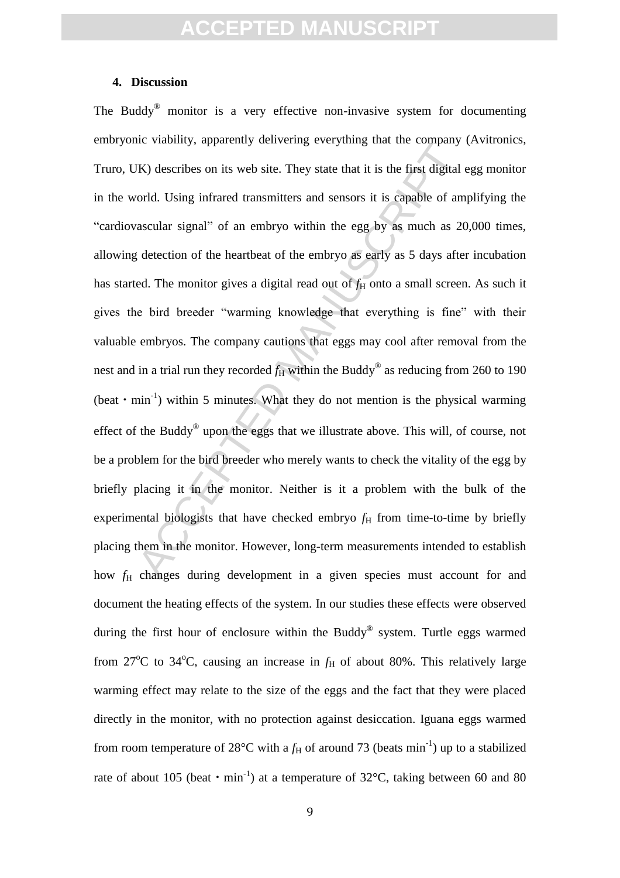## 4. Discussion

The Buddy® monitor is a very effective non-invasive system for documenting embryonic viability, apparently delivering everything that the company (Avitronics, Truro, UK) describes on its web site. They state that it is the first digital egg monitor in the world. Using infrared transmitters and sensors it is capable of amplifying the "cardiovascular signal" of an embryo within the egg by as much as 20,000 times, allowing detection of the heartbeat of the embryo as early as 5 days after incubation has started. The monitor gives a digital read out of $f_H$ onto a small screen. As such it gives the bird breeder "warming knowledge that everything is fine" with their valuable embryos. The company cautions that eggs may cool after removal from the nest and in a trial run they recorded $f_H$ within the Buddy® as reducing from 260 to 190 (beat $\cdot$ min$^{-1}$) within 5 minutes. What they do not mention is the physical warming effect of the Buddy® upon the eggs that we illustrate above. This will, of course, not be a problem for the bird breeder who merely wants to check the vitality of the egg by briefly placing it in the monitor. Neither is it a problem with the bulk of the experimental biologists that have checked embryo $f_H$ from time-to-time by briefly placing them in the monitor. However, long-term measurements intended to establish how $f_H$ changes during development in a given species must account for and document the heating effects of the system. In our studies these effects were observed during the first hour of enclosure within the Buddy® system. Turtle eggs warmed from 27°C to 34°C, causing an increase in $f_H$ of about 80%. This relatively large warming effect may relate to the size of the eggs and the fact that they were placed directly in the monitor, with no protection against desiccation. Iguana eggs warmed from room temperature of 28°C with a $f_H$ of around 73 (beats min$^{-1}$) up to a stabilized rate of about 105 (beat $\cdot$ min$^{-1}$) at a temperature of 32°C, taking between 60 and 80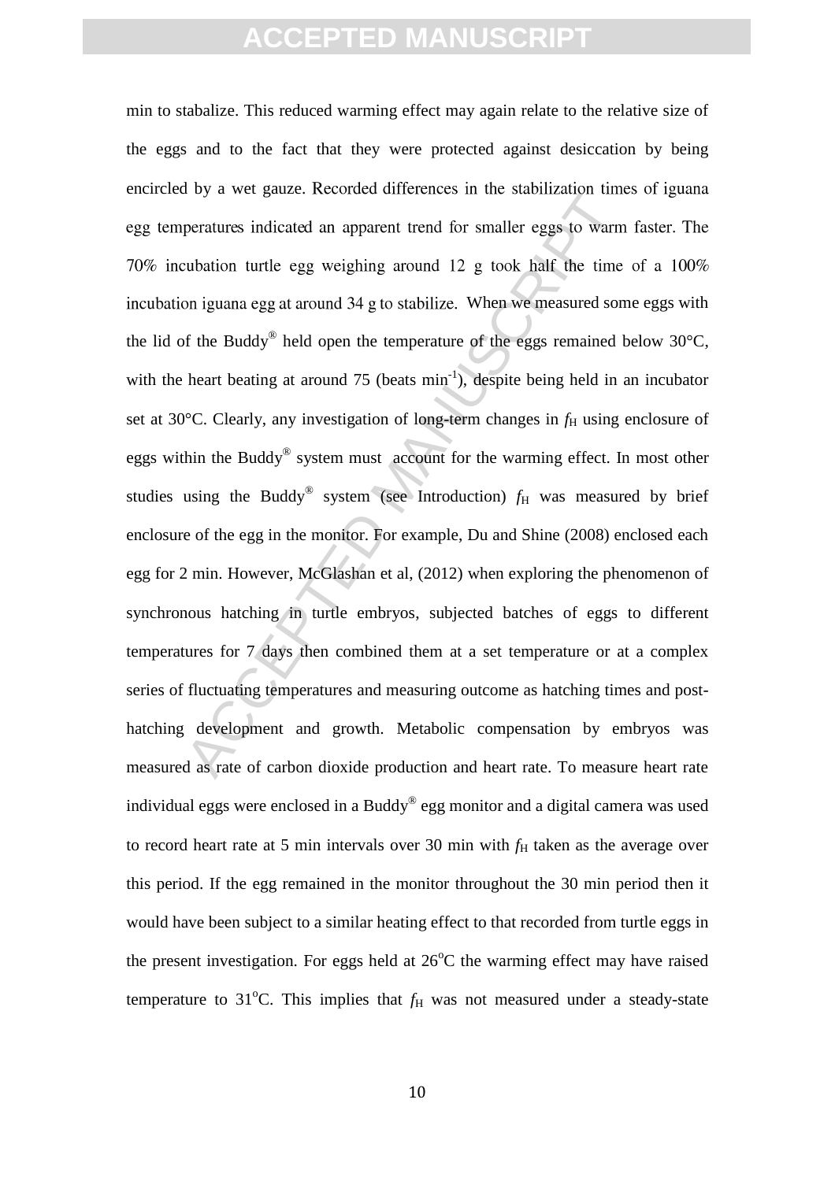min to stabalize. This reduced warming effect may again relate to the relative size of the eggs and to the fact that they were protected against desiccation by being encircled by a wet gauze. Recorded differences in the stabilization times of iguana egg temperatures indicated an apparent trend for smaller eggs to warm faster. The 70% incubation turtle egg weighing around 12 g took half the time of a 100% incubation iguana egg at around 34 g to stabilize. When we measured some eggs with the lid of the Buddy® held open the temperature of the eggs remained below 30°C, with the heart beating at around 75 (beats $min^{-1}$), despite being held in an incubator set at 30°C. Clearly, any investigation of long-term changes in $f_H$ using enclosure of eggs within the Buddy® system must account for the warming effect. In most other studies using the Buddy® system (see Introduction) $f_H$ was measured by brief enclosure of the egg in the monitor. For example, Du and Shine (2008) enclosed each egg for 2 min. However, McGlashan et al, (2012) when exploring the phenomenon of synchronous hatching in turtle embryos, subjected batches of eggs to different temperatures for 7 days then combined them at a set temperature or at a complex series of fluctuating temperatures and measuring outcome as hatching times and post-hatching development and growth. Metabolic compensation by embryos was measured as rate of carbon dioxide production and heart rate. To measure heart rate individual eggs were enclosed in a Buddy® egg monitor and a digital camera was used to record heart rate at 5 min intervals over 30 min with $f_H$ taken as the average over this period. If the egg remained in the monitor throughout the 30 min period then it would have been subject to a similar heating effect to that recorded from turtle eggs in the present investigation. For eggs held at 26°C the warming effect may have raised temperature to 31°C. This implies that $f_H$ was not measured under a steady-state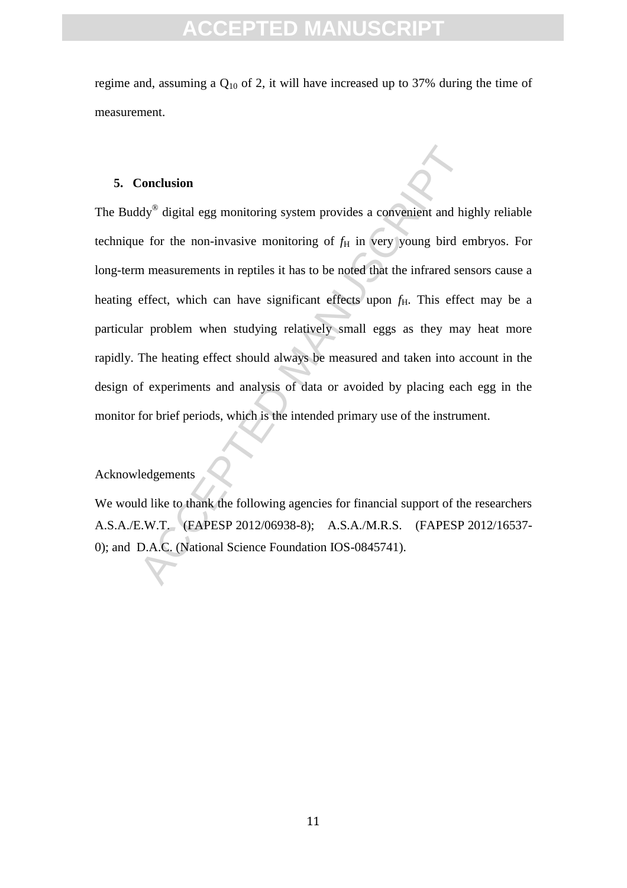regime and, assuming a $Q_{10}$ of 2, it will have increased up to 37% during the time of measurement.

## 5. Conclusion

The Buddy® digital egg monitoring system provides a convenient and highly reliable technique for the non-invasive monitoring of $f_H$ in very young bird embryos. For long-term measurements in reptiles it has to be noted that the infrared sensors cause a heating effect, which can have significant effects upon $f_H$. This effect may be a particular problem when studying relatively small eggs as they may heat more rapidly. The heating effect should always be measured and taken into account in the design of experiments and analysis of data or avoided by placing each egg in the monitor for brief periods, which is the intended primary use of the instrument.

Acknowledgements

We would like to thank the following agencies for financial support of the researchers A.S.A./E.W.T. (FAPESP 2012/06938-8); A.S.A./M.R.S. (FAPESP 2012/16537-0); and D.A.C. (National Science Foundation IOS-0845741).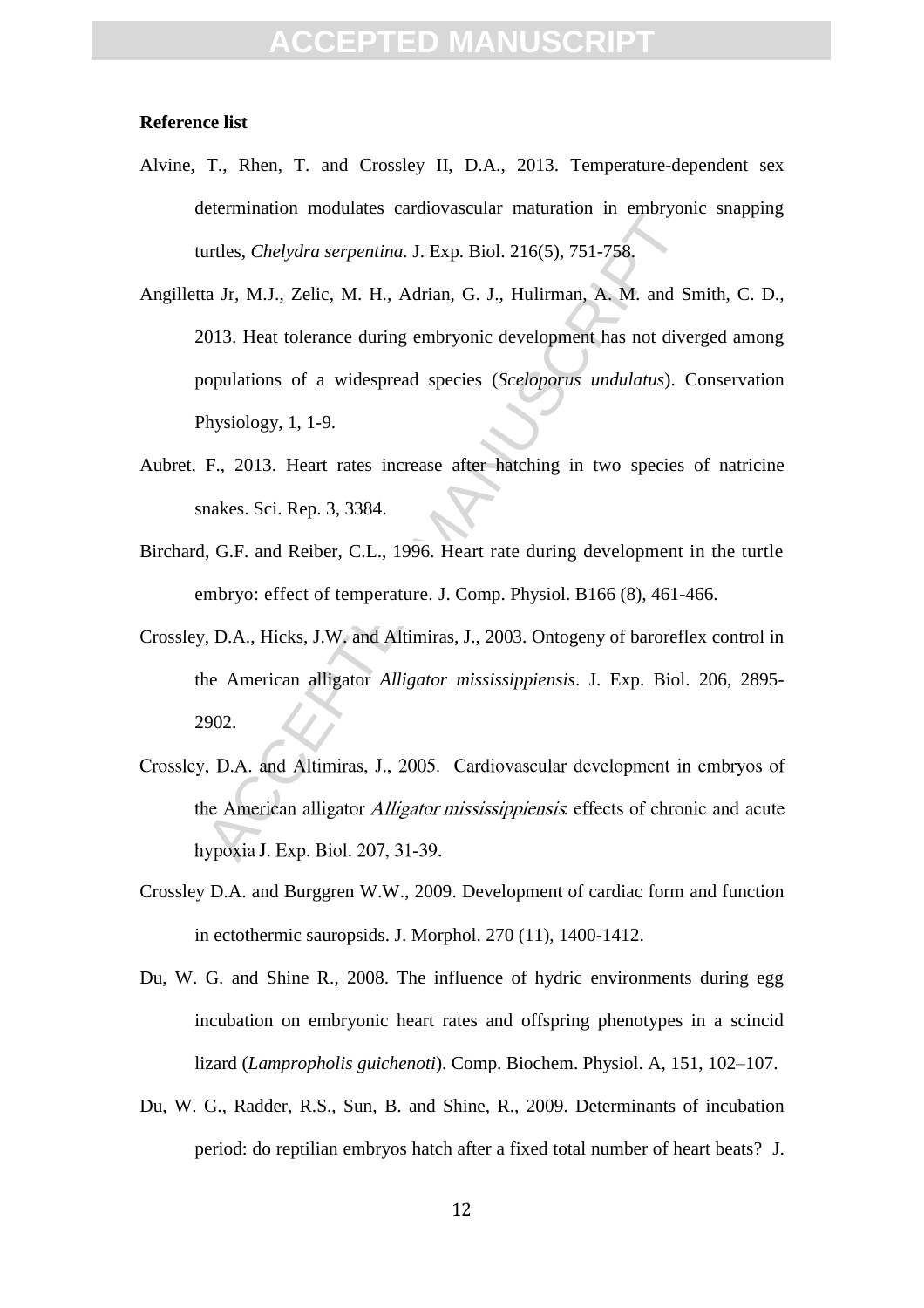**Reference list**

Alvine, T., Rhen, T. and Crossley II, D.A., 2013. Temperature-dependent sex determination modulates cardiovascular maturation in embryonic snapping turtles, *Chelydra serpentina*. J. Exp. Biol. 216(5), 751-758.

Angilletta Jr, M.J., Zelic, M. H., Adrian, G. J., Hulirman, A. M. and Smith, C. D., 2013. Heat tolerance during embryonic development has not diverged among populations of a widespread species (*Sceloporus undulatus*). Conservation Physiology, 1, 1-9.

Aubret, F., 2013. Heart rates increase after hatching in two species of natricine snakes. Sci. Rep. 3, 3384.

Birchard, G.F. and Reiber, C.L., 1996. Heart rate during development in the turtle embryo: effect of temperature. J. Comp. Physiol. B166 (8), 461-466.

Crossley, D.A., Hicks, J.W. and Altimiras, J., 2003. Ontogeny of baroreflex control in the American alligator *Alligator mississippiensis*. J. Exp. Biol. 206, 2895-2902.

Crossley, D.A. and Altimiras, J., 2005. Cardiovascular development in embryos of the American alligator *Alligator mississippiensis*: effects of chronic and acute hypoxia J. Exp. Biol. 207, 31-39.

Crossley D.A. and Burggren W.W., 2009. Development of cardiac form and function in ectothermic sauropsids. J. Morphol. 270 (11), 1400-1412.

Du, W. G. and Shine R., 2008. The influence of hydric environments during egg incubation on embryonic heart rates and offspring phenotypes in a scincid lizard (*Lampropholis guichenoti*). Comp. Biochem. Physiol. A, 151, 102–107.

Du, W. G., Radder, R.S., Sun, B. and Shine, R., 2009. Determinants of incubation period: do reptilian embryos hatch after a fixed total number of heart beats? J.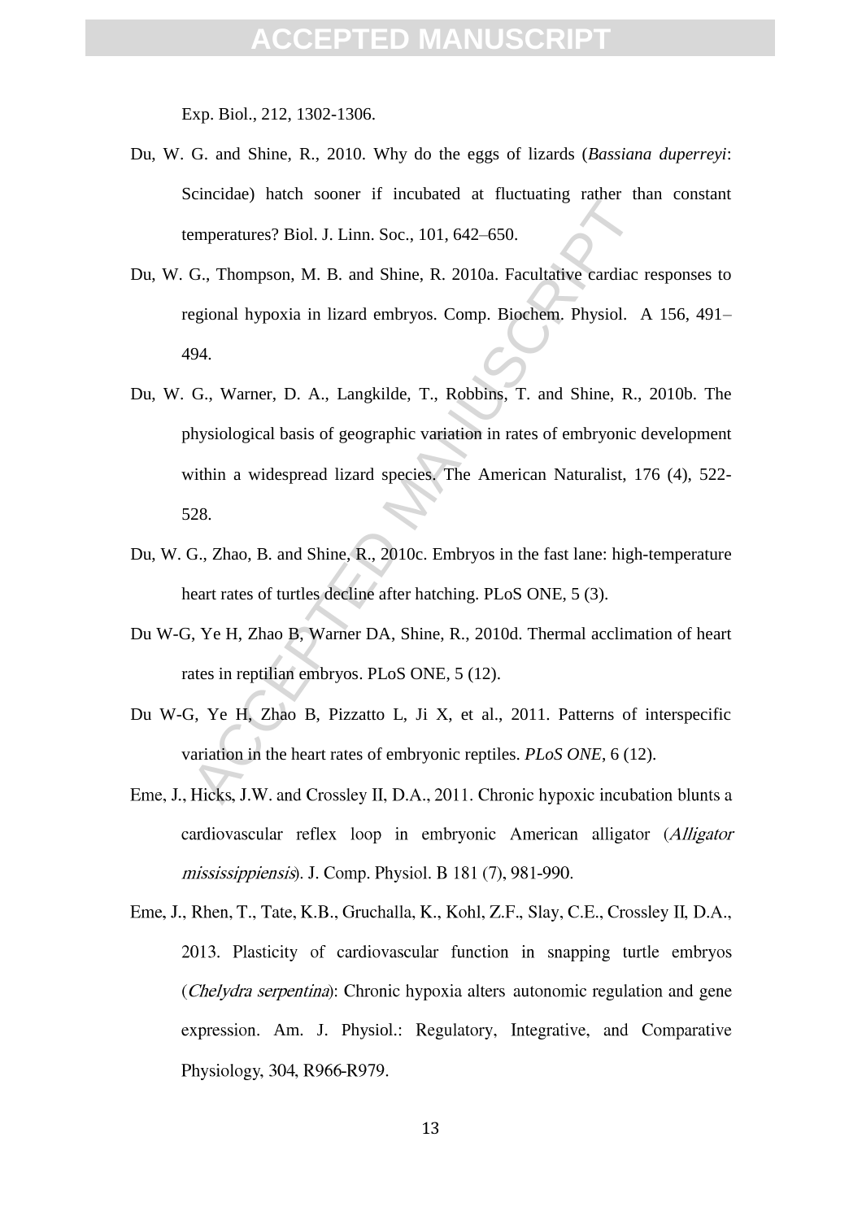Exp. Biol., 212, 1302-1306.

Du, W. G. and Shine, R., 2010. Why do the eggs of lizards (*Bassiana duperreyi*: Scincidae) hatch sooner if incubated at fluctuating rather than constant temperatures? Biol. J. Linn. Soc., 101, 642–650.

Du, W. G., Thompson, M. B. and Shine, R. 2010a. Facultative cardiac responses to regional hypoxia in lizard embryos. Comp. Biochem. Physiol. A 156, 491–494.

Du, W. G., Warner, D. A., Langkilde, T., Robbins, T. and Shine, R., 2010b. The physiological basis of geographic variation in rates of embryonic development within a widespread lizard species. The American Naturalist, 176 (4), 522-528.

Du, W. G., Zhao, B. and Shine, R., 2010c. Embryos in the fast lane: high-temperature heart rates of turtles decline after hatching. PLoS ONE, 5 (3).

Du W-G, Ye H, Zhao B, Warner DA, Shine, R., 2010d. Thermal acclimation of heart rates in reptilian embryos. PLoS ONE, 5 (12).

Du W-G, Ye H, Zhao B, Pizzatto L, Ji X, et al., 2011. Patterns of interspecific variation in the heart rates of embryonic reptiles. *PLoS ONE*, 6 (12).

Eme, J., Hicks, J.W. and Crossley II, D.A., 2011. Chronic hypoxic incubation blunts a cardiovascular reflex loop in embryonic American alligator (*Alligator mississippiensis*). J. Comp. Physiol. B 181 (7), 981-990.

Eme, J., Rhen, T., Tate, K.B., Gruchalla, K., Kohl, Z.F., Slay, C.E., Crossley II, D.A., 2013. Plasticity of cardiovascular function in snapping turtle embryos (*Chelydra serpentina*): Chronic hypoxia alters autonomic regulation and gene expression. Am. J. Physiol.: Regulatory, Integrative, and Comparative Physiology, 304, R966-R979.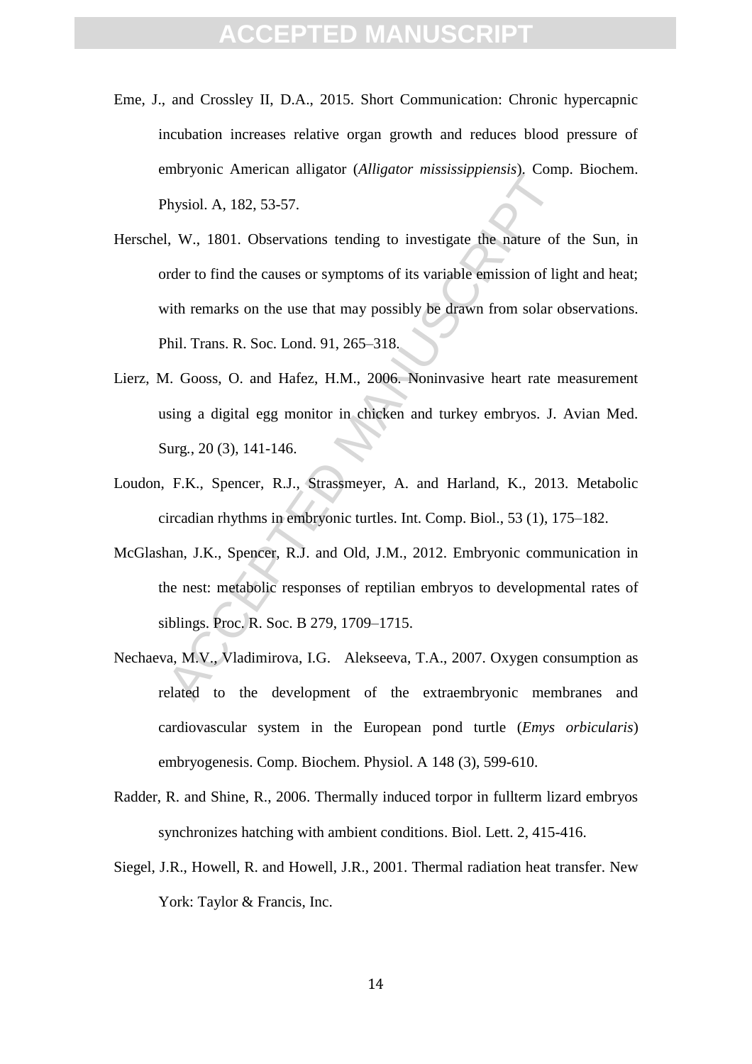Eme, J., and Crossley II, D.A., 2015. Short Communication: Chronic hypercapnic incubation increases relative organ growth and reduces blood pressure of embryonic American alligator (*Alligator mississippiensis*). Comp. Biochem. Physiol. A, 182, 53-57.

Herschel, W., 1801. Observations tending to investigate the nature of the Sun, in order to find the causes or symptoms of its variable emission of light and heat; with remarks on the use that may possibly be drawn from solar observations. Phil. Trans. R. Soc. Lond. 91, 265–318.

Lierz, M. Gooss, O. and Hafez, H.M., 2006. Noninvasive heart rate measurement using a digital egg monitor in chicken and turkey embryos. J. Avian Med. Surg., 20 (3), 141-146.

Loudon, F.K., Spencer, R.J., Strassmeyer, A. and Harland, K., 2013. Metabolic circadian rhythms in embryonic turtles. Int. Comp. Biol., 53 (1), 175–182.

McGlashan, J.K., Spencer, R.J. and Old, J.M., 2012. Embryonic communication in the nest: metabolic responses of reptilian embryos to developmental rates of siblings. Proc. R. Soc. B 279, 1709–1715.

Nechaeva, M.V., Vladimirova, I.G. Alekseeva, T.A., 2007. Oxygen consumption as related to the development of the extraembryonic membranes and cardiovascular system in the European pond turtle (*Emys orbicularis*) embryogenesis. Comp. Biochem. Physiol. A 148 (3), 599-610.

Radder, R. and Shine, R., 2006. Thermally induced torpor in fullterm lizard embryos synchronizes hatching with ambient conditions. Biol. Lett. 2, 415-416.

Siegel, J.R., Howell, R. and Howell, J.R., 2001. Thermal radiation heat transfer. New York: Taylor & Francis, Inc.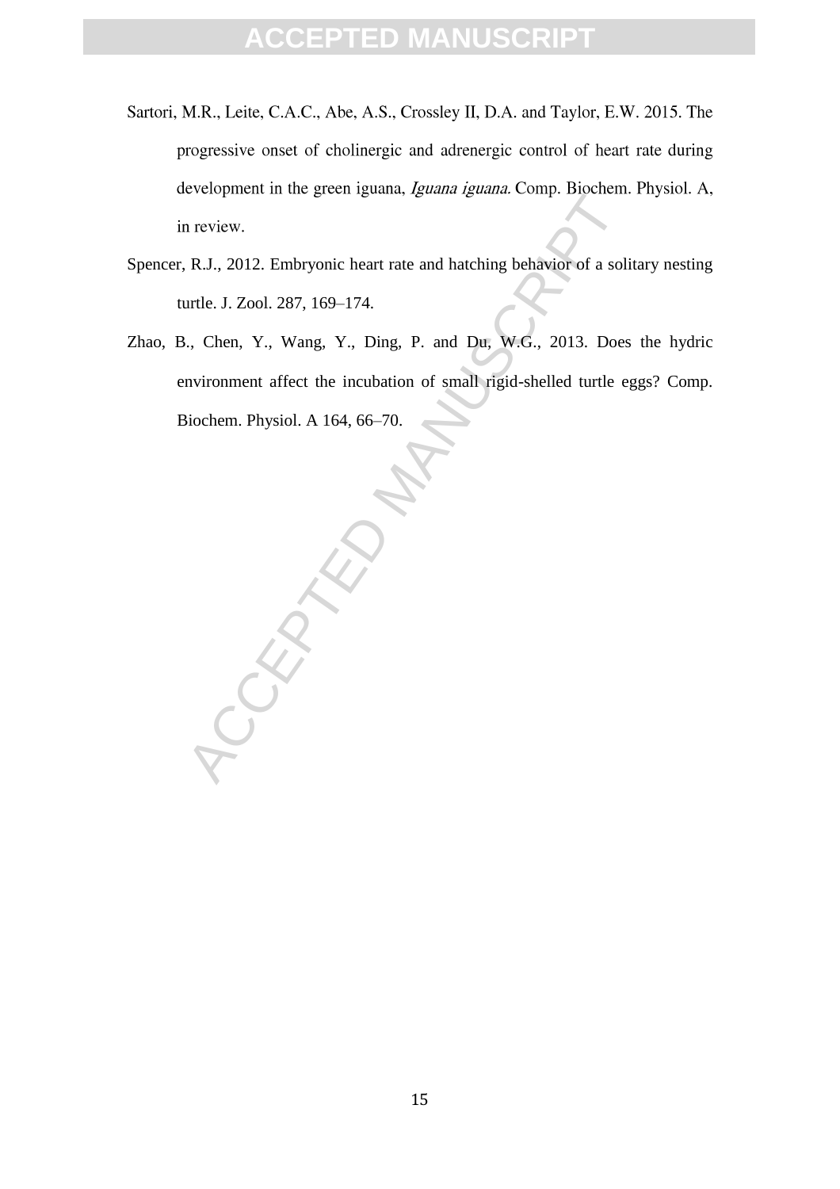Sartori, M.R., Leite, C.A.C., Abe, A.S., Crossley II, D.A. and Taylor, E.W. 2015. The progressive onset of cholinergic and adrenergic control of heart rate during development in the green iguana, *Iguana iguana.* Comp. Biochem. Physiol. A, in review.

Spencer, R.J., 2012. Embryonic heart rate and hatching behavior of a solitary nesting turtle. J. Zool. 287, 169–174.

Zhao, B., Chen, Y., Wang, Y., Ding, P. and Du, W.G., 2013. Does the hydric environment affect the incubation of small rigid-shelled turtle eggs? Comp. Biochem. Physiol. A 164, 66–70.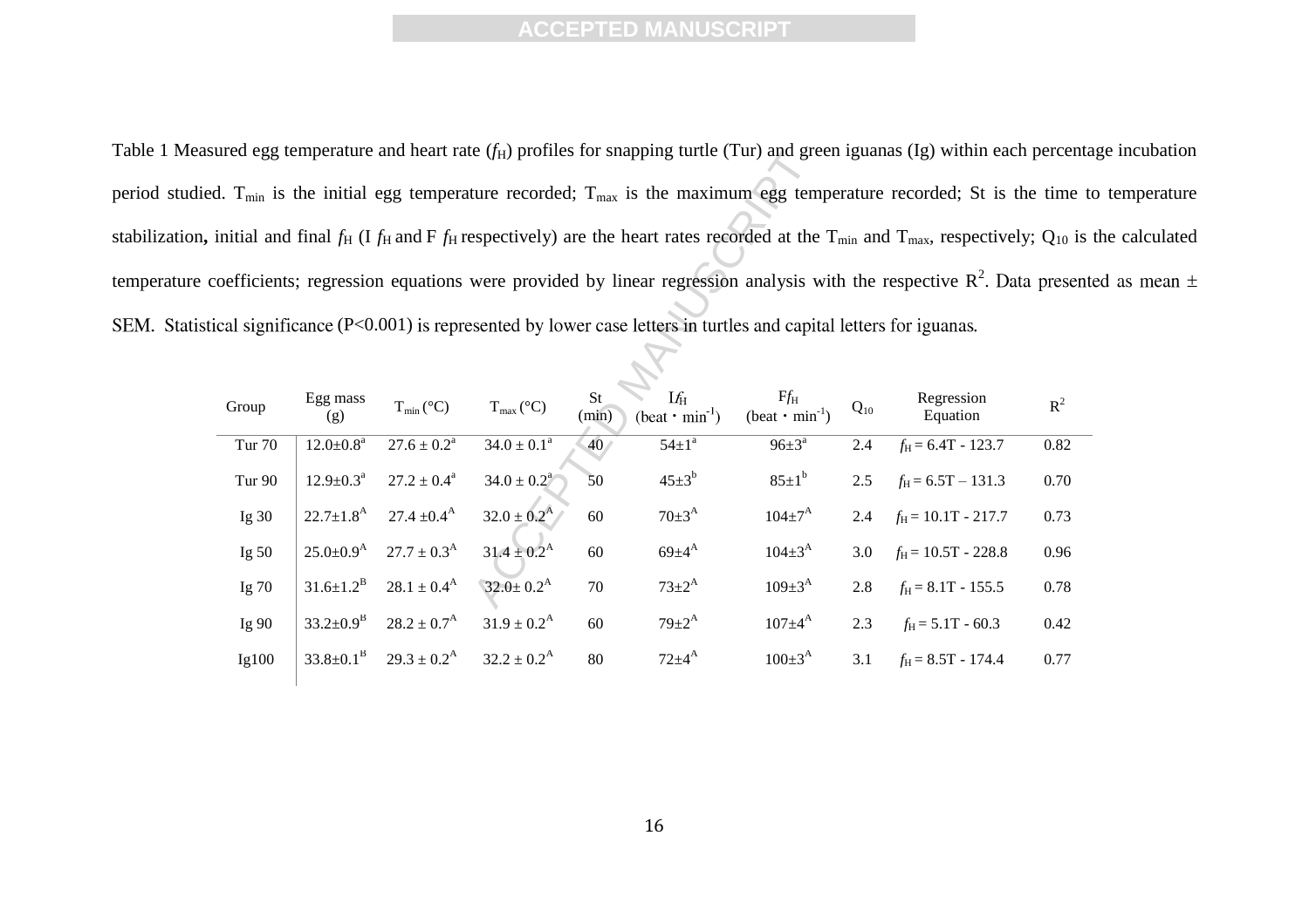Table 1 Measured egg temperature and heart rate ($f_H$) profiles for snapping turtle (Tur) and green iguanas (Ig) within each percentage incubation period studied. $T_{min}$ is the initial egg temperature recorded; $T_{max}$ is the maximum egg temperature recorded; St is the time to temperature stabilization, initial and final $f_H$ (I $f_H$ and F $f_H$ respectively) are the heart rates recorded at the $T_{min}$ and $T_{max}$, respectively; $Q_{10}$ is the calculated temperature coefficients; regression equations were provided by linear regression analysis with the respective $R^2$. Data presented as mean ± SEM. Statistical significance (P<0.001) is represented by lower case letters in turtles and capital letters for iguanas.

| Group | Egg mass (g) | $T_{min}$ (°C) | $T_{max}$ (°C) | St (min) | I$f_H$ (beat · min$^{-1}$) | F$f_H$ (beat · min$^{-1}$) | $Q_{10}$ | Regression Equation | $R^2$ |
|---|---|---|---|---|---|---|---|---|---|
| Tur 70 | $12.0±0.8^a$ | $27.6 ± 0.2^a$ | $34.0 ± 0.1^a$ | 40 | $54±1^a$ | $96±3^a$ | 2.4 | $f_H = 6.4T - 123.7$ | 0.82 |
| Tur 90 | $12.9±0.3^a$ | $27.2 ± 0.4^a$ | $34.0 ± 0.2^a$ | 50 | $45±3^b$ | $85±1^b$ | 2.5 | $f_H = 6.5T – 131.3$ | 0.70 |
| Ig 30 | $22.7±1.8^A$ | $27.4 ±0.4^A$ | $32.0 ± 0.2^A$ | 60 | $70±3^A$ | $104±7^A$ | 2.4 | $f_H = 10.1T - 217.7$ | 0.73 |
| Ig 50 | $25.0±0.9^A$ | $27.7 ± 0.3^A$ | $31.4 ± 0.2^A$ | 60 | $69±4^A$ | $104±3^A$ | 3.0 | $f_H = 10.5T - 228.8$ | 0.96 |
| Ig 70 | $31.6±1.2^B$ | $28.1 ± 0.4^A$ | $32.0± 0.2^A$ | 70 | $73±2^A$ | $109±3^A$ | 2.8 | $f_H = 8.1T - 155.5$ | 0.78 |
| Ig 90 | $33.2±0.9^B$ | $28.2 ± 0.7^A$ | $31.9 ± 0.2^A$ | 60 | $79±2^A$ | $107±4^A$ | 2.3 | $f_H = 5.1T - 60.3$ | 0.42 |
| Ig100 | $33.8±0.1^B$ | $29.3 ± 0.2^A$ | $32.2 ± 0.2^A$ | 80 | $72±4^A$ | $100±3^A$ | 3.1 | $f_H = 8.5T - 174.4$ | 0.77 |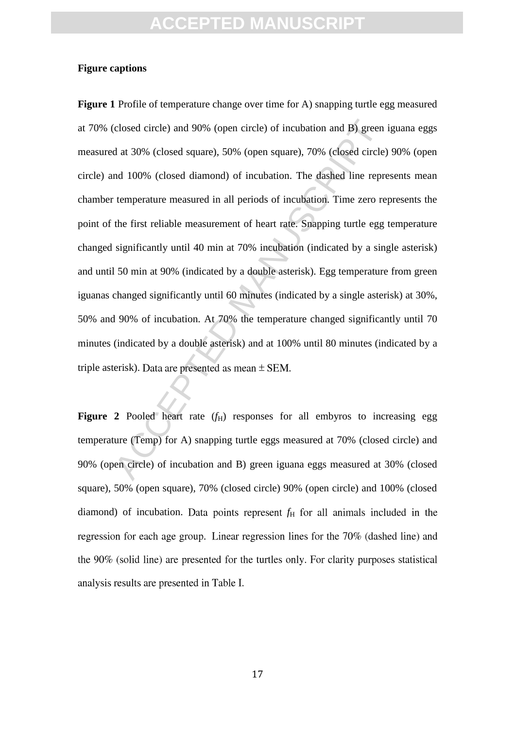**Figure captions**

**Figure 1** Profile of temperature change over time for A) snapping turtle egg measured at 70% (closed circle) and 90% (open circle) of incubation and B) green iguana eggs measured at 30% (closed square), 50% (open square), 70% (closed circle) 90% (open circle) and 100% (closed diamond) of incubation. The dashed line represents mean chamber temperature measured in all periods of incubation. Time zero represents the point of the first reliable measurement of heart rate. Snapping turtle egg temperature changed significantly until 40 min at 70% incubation (indicated by a single asterisk) and until 50 min at 90% (indicated by a double asterisk). Egg temperature from green iguanas changed significantly until 60 minutes (indicated by a single asterisk) at 30%, 50% and 90% of incubation. At 70% the temperature changed significantly until 70 minutes (indicated by a double asterisk) and at 100% until 80 minutes (indicated by a triple asterisk). Data are presented as mean ± SEM.

**Figure 2** Pooled heart rate ($f_H$) responses for all embyros to increasing egg temperature (Temp) for A) snapping turtle eggs measured at 70% (closed circle) and 90% (open circle) of incubation and B) green iguana eggs measured at 30% (closed square), 50% (open square), 70% (closed circle) 90% (open circle) and 100% (closed diamond) of incubation. Data points represent $f_H$ for all animals included in the regression for each age group. Linear regression lines for the 70% (dashed line) and the 90% (solid line) are presented for the turtles only. For clarity purposes statistical analysis results are presented in Table I.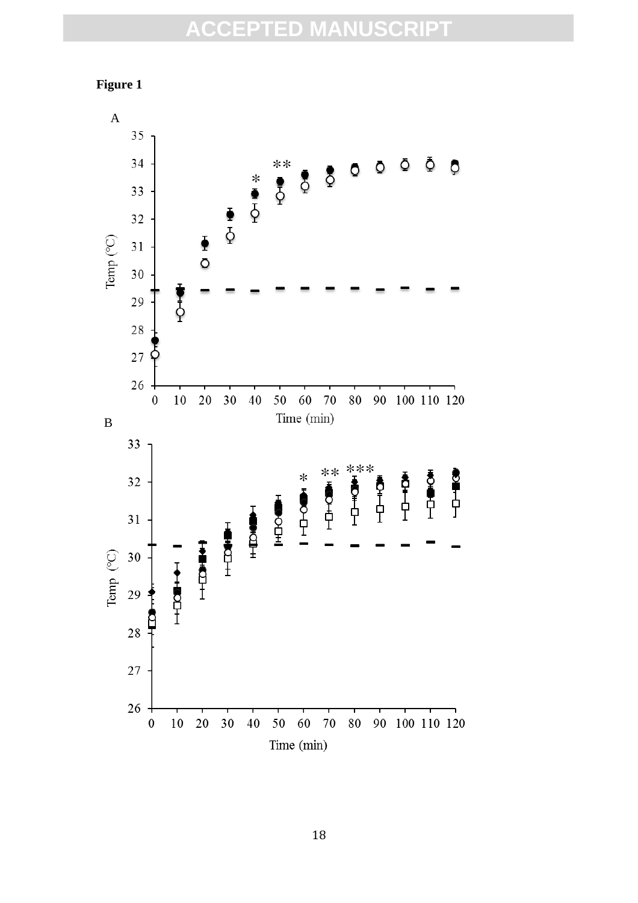**Figure 1**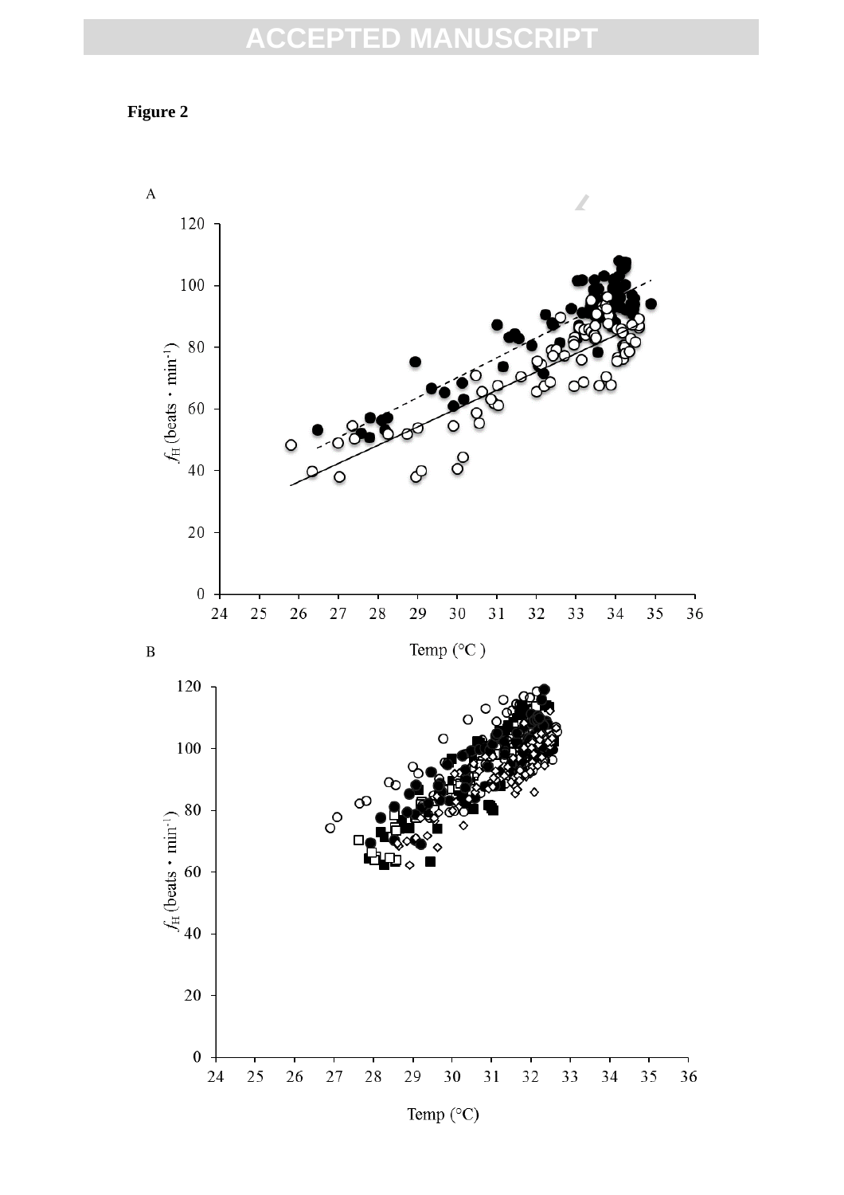**Figure 2**

A

120
100
80
60
40
20
0

$f_H$ (beats · min$^{-1}$)

24 25 26 27 28 29 30 31 32 33 34 35 36

Temp (°C )

B

120
100
80
60
40
20
0

$f_H$ (beats · min$^{-1}$)

24 25 26 27 28 29 30 31 32 33 34 35 36

Temp (°C)